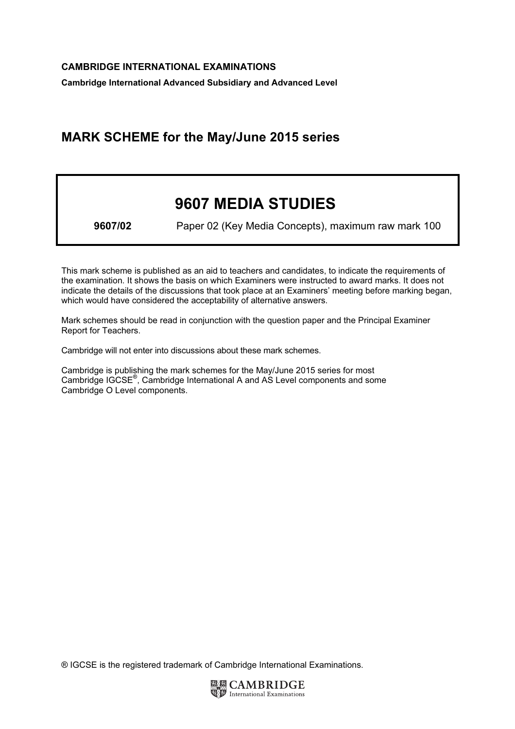**CAMBRIDGE INTERNATIONAL EXAMINATIONS**

**Cambridge International Advanced Subsidiary and Advanced Level**

## MARK SCHEME for the May/June 2015 series

# 9607 MEDIA STUDIES

**9607/02** Paper 02 (Key Media Concepts), maximum raw mark 100

This mark scheme is published as an aid to teachers and candidates, to indicate the requirements of the examination. It shows the basis on which Examiners were instructed to award marks. It does not indicate the details of the discussions that took place at an Examiners' meeting before marking began, which would have considered the acceptability of alternative answers.

Mark schemes should be read in conjunction with the question paper and the Principal Examiner Report for Teachers.

Cambridge will not enter into discussions about these mark schemes.

Cambridge is publishing the mark schemes for the May/June 2015 series for most Cambridge IGCSE®, Cambridge International A and AS Level components and some Cambridge O Level components.

® IGCSE is the registered trademark of Cambridge International Examinations.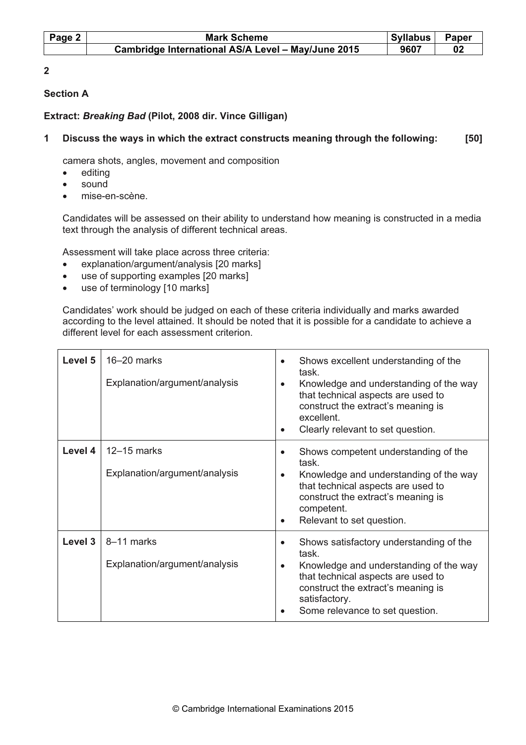2

## Section A

**Extract: *Breaking Bad* (Pilot, 2008 dir. Vince Gilligan)**

**1 Discuss the ways in which the extract constructs meaning through the following: [50]**

camera shots, angles, movement and composition

- editing
- sound
- mise-en-scène.

Candidates will be assessed on their ability to understand how meaning is constructed in a media text through the analysis of different technical areas.

Assessment will take place across three criteria:

- explanation/argument/analysis [20 marks]
- use of supporting examples [20 marks]
- use of terminology [10 marks]

Candidates' work should be judged on each of these criteria individually and marks awarded according to the level attained. It should be noted that it is possible for a candidate to achieve a different level for each assessment criterion.

| Level | Marks | Descriptors |
|---|---|---|
| Level 5 | 16–20 marks<br>Explanation/argument/analysis | • Shows excellent understanding of the task.<br>• Knowledge and understanding of the way that technical aspects are used to construct the extract's meaning is excellent.<br>• Clearly relevant to set question. |
| Level 4 | 12–15 marks<br>Explanation/argument/analysis | • Shows competent understanding of the task.<br>• Knowledge and understanding of the way that technical aspects are used to construct the extract's meaning is competent.<br>• Relevant to set question. |
| Level 3 | 8–11 marks<br>Explanation/argument/analysis | • Shows satisfactory understanding of the task.<br>• Knowledge and understanding of the way that technical aspects are used to construct the extract's meaning is satisfactory.<br>• Some relevance to set question. |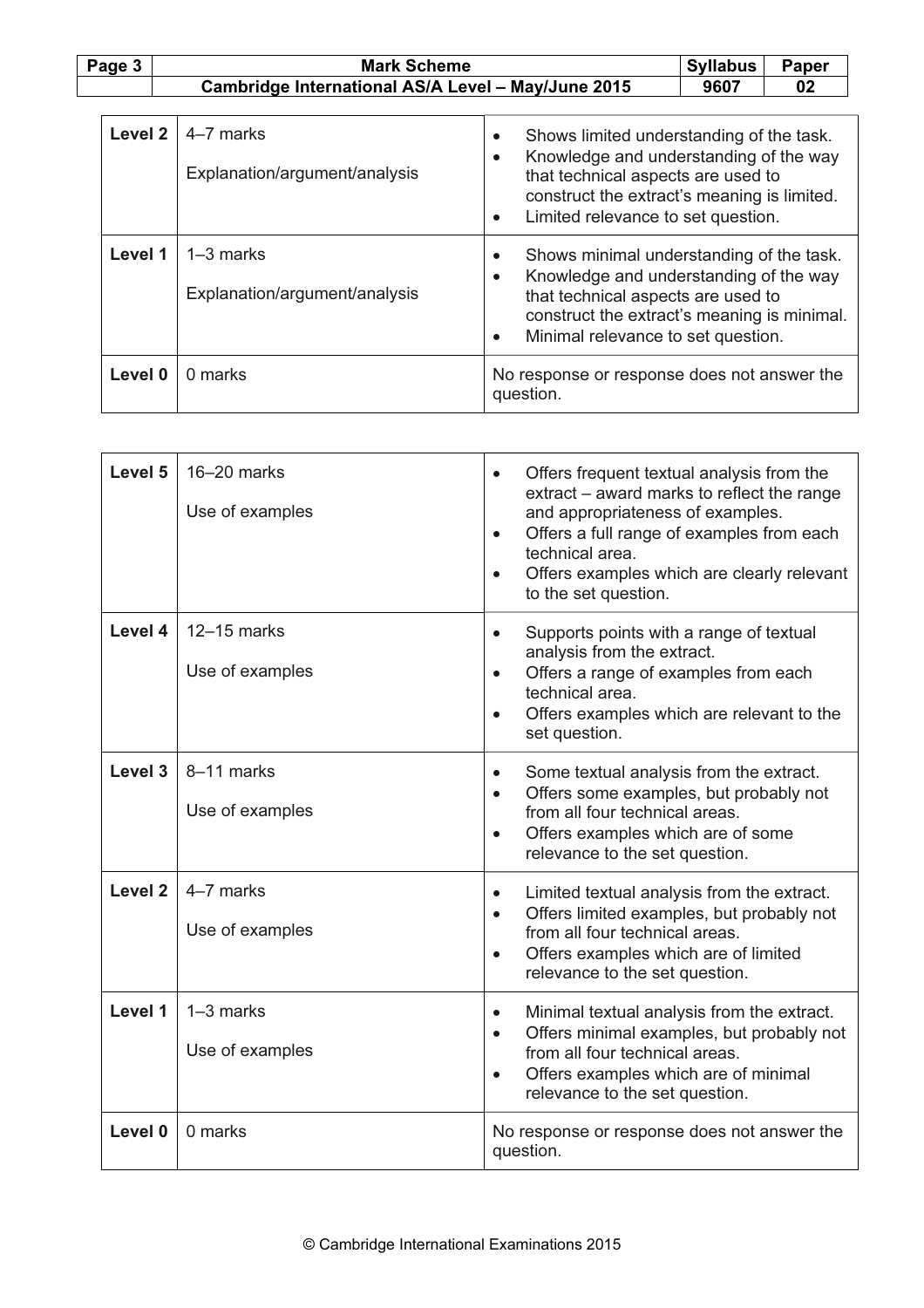| | | |
|---|---|---|
| Level 2 | 4–7 marks<br><br>Explanation/argument/analysis | • Shows limited understanding of the task.<br>• Knowledge and understanding of the way that technical aspects are used to construct the extract's meaning is limited.<br>• Limited relevance to set question. |
| Level 1 | 1–3 marks<br><br>Explanation/argument/analysis | • Shows minimal understanding of the task.<br>• Knowledge and understanding of the way that technical aspects are used to construct the extract's meaning is minimal.<br>• Minimal relevance to set question. |
| Level 0 | 0 marks | No response or response does not answer the question. |

| | | |
|---|---|---|
| Level 5 | 16–20 marks<br><br>Use of examples | • Offers frequent textual analysis from the extract – award marks to reflect the range and appropriateness of examples.<br>• Offers a full range of examples from each technical area.<br>• Offers examples which are clearly relevant to the set question. |
| Level 4 | 12–15 marks<br><br>Use of examples | • Supports points with a range of textual analysis from the extract.<br>• Offers a range of examples from each technical area.<br>• Offers examples which are relevant to the set question. |
| Level 3 | 8–11 marks<br><br>Use of examples | • Some textual analysis from the extract.<br>• Offers some examples, but probably not from all four technical areas.<br>• Offers examples which are of some relevance to the set question. |
| Level 2 | 4–7 marks<br><br>Use of examples | • Limited textual analysis from the extract.<br>• Offers limited examples, but probably not from all four technical areas.<br>• Offers examples which are of limited relevance to the set question. |
| Level 1 | 1–3 marks<br><br>Use of examples | • Minimal textual analysis from the extract.<br>• Offers minimal examples, but probably not from all four technical areas.<br>• Offers examples which are of minimal relevance to the set question. |
| Level 0 | 0 marks | No response or response does not answer the question. |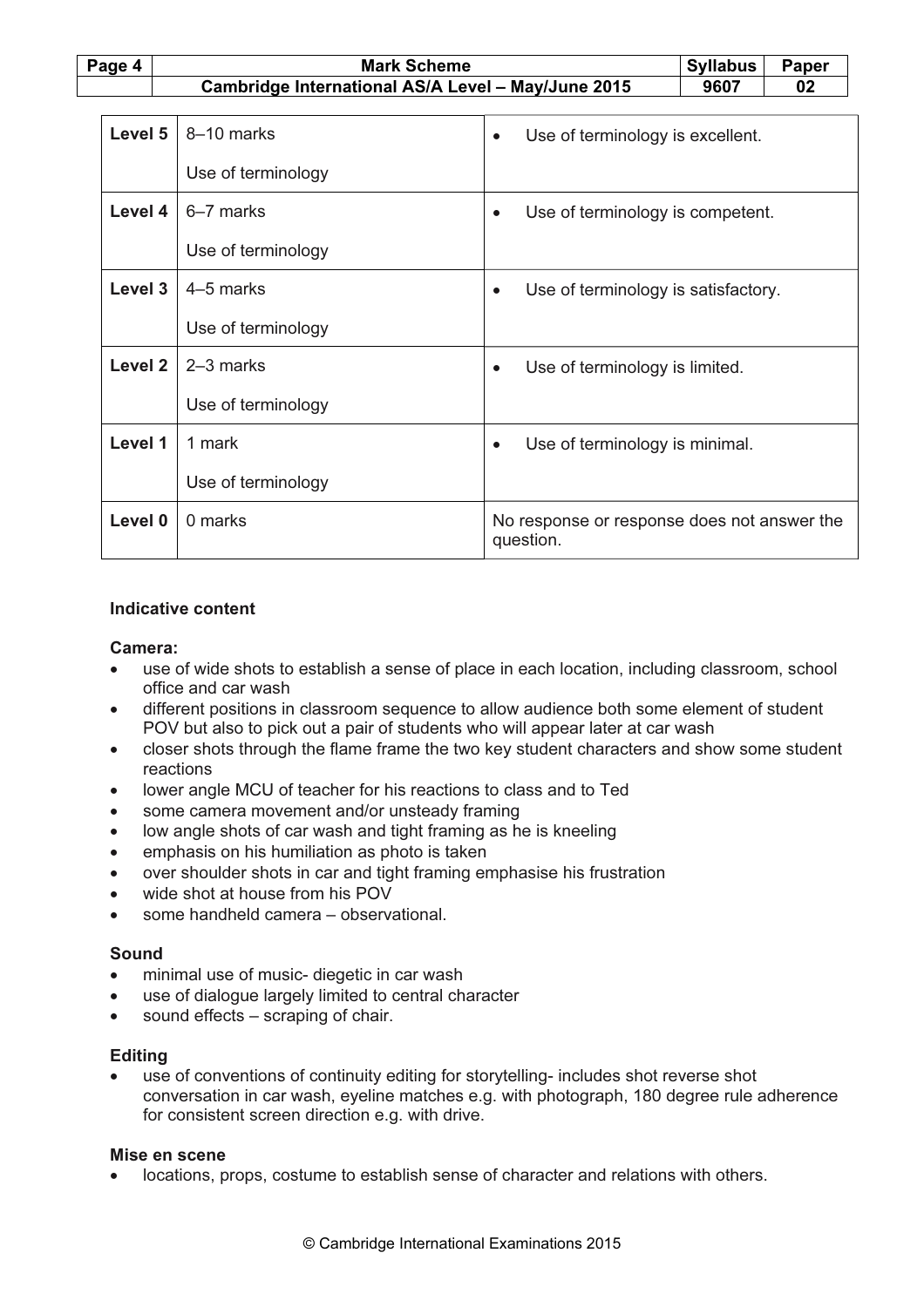| | | |
|---|---|---|
| **Level 5** | 8–10 marks<br><br>Use of terminology | • Use of terminology is excellent. |
| **Level 4** | 6–7 marks<br><br>Use of terminology | • Use of terminology is competent. |
| **Level 3** | 4–5 marks<br><br>Use of terminology | • Use of terminology is satisfactory. |
| **Level 2** | 2–3 marks<br><br>Use of terminology | • Use of terminology is limited. |
| **Level 1** | 1 mark<br><br>Use of terminology | • Use of terminology is minimal. |
| **Level 0** | 0 marks | No response or response does not answer the question. |

**Indicative content**

**Camera:**

- use of wide shots to establish a sense of place in each location, including classroom, school office and car wash
- different positions in classroom sequence to allow audience both some element of student POV but also to pick out a pair of students who will appear later at car wash
- closer shots through the flame frame the two key student characters and show some student reactions
- lower angle MCU of teacher for his reactions to class and to Ted
- some camera movement and/or unsteady framing
- low angle shots of car wash and tight framing as he is kneeling
- emphasis on his humiliation as photo is taken
- over shoulder shots in car and tight framing emphasise his frustration
- wide shot at house from his POV
- some handheld camera – observational.

**Sound**

- minimal use of music- diegetic in car wash
- use of dialogue largely limited to central character
- sound effects – scraping of chair.

**Editing**

- use of conventions of continuity editing for storytelling- includes shot reverse shot conversation in car wash, eyeline matches e.g. with photograph, 180 degree rule adherence for consistent screen direction e.g. with drive.

**Mise en scene**

- locations, props, costume to establish sense of character and relations with others.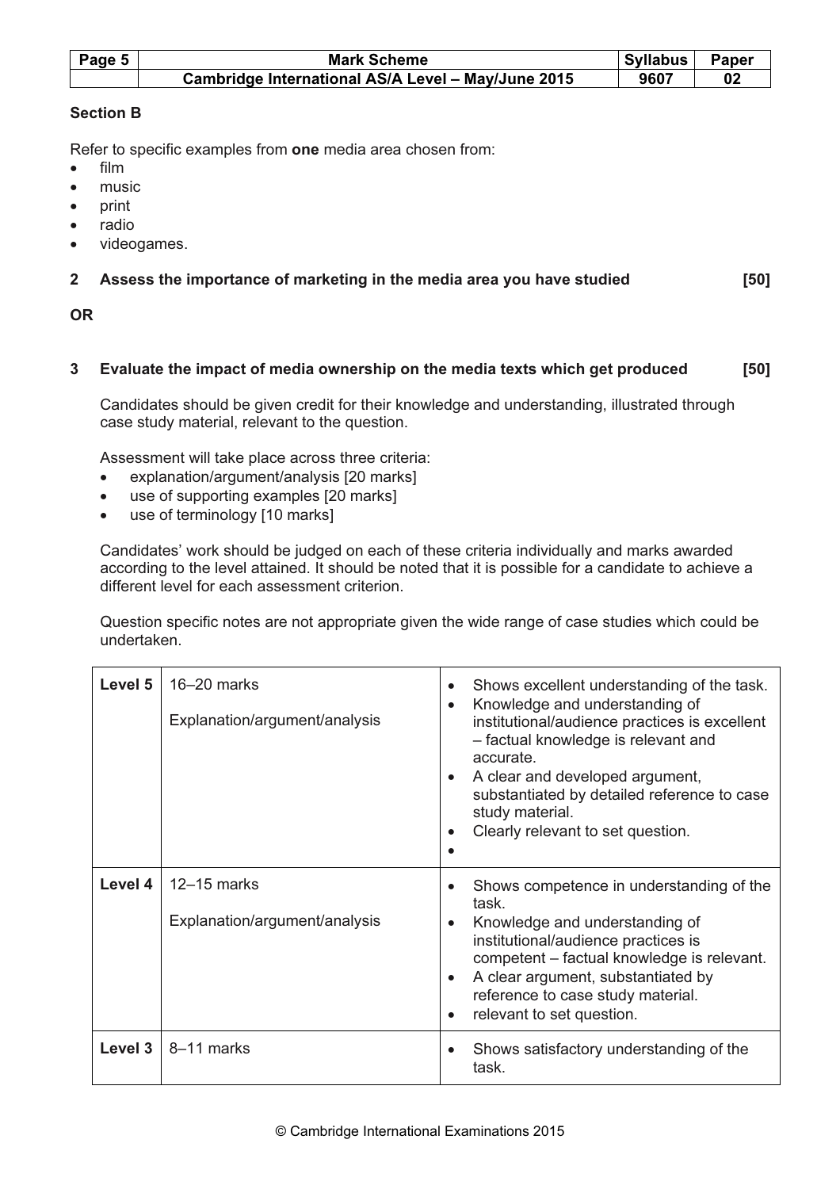## Section B

Refer to specific examples from **one** media area chosen from:

- film
- music
- print
- radio
- videogames.

**2 Assess the importance of marketing in the media area you have studied [50]**

**OR**

**3 Evaluate the impact of media ownership on the media texts which get produced [50]**

Candidates should be given credit for their knowledge and understanding, illustrated through case study material, relevant to the question.

Assessment will take place across three criteria:

- explanation/argument/analysis [20 marks]
- use of supporting examples [20 marks]
- use of terminology [10 marks]

Candidates' work should be judged on each of these criteria individually and marks awarded according to the level attained. It should be noted that it is possible for a candidate to achieve a different level for each assessment criterion.

Question specific notes are not appropriate given the wide range of case studies which could be undertaken.

| Level | Marks | Descriptors |
| --- | --- | --- |
| **Level 5** | 16–20 marks<br><br>Explanation/argument/analysis | • Shows excellent understanding of the task.<br>• Knowledge and understanding of institutional/audience practices is excellent – factual knowledge is relevant and accurate.<br>• A clear and developed argument, substantiated by detailed reference to case study material.<br>• Clearly relevant to set question.<br>• |
| **Level 4** | 12–15 marks<br><br>Explanation/argument/analysis | • Shows competence in understanding of the task.<br>• Knowledge and understanding of institutional/audience practices is competent – factual knowledge is relevant.<br>• A clear argument, substantiated by reference to case study material.<br>• relevant to set question. |
| **Level 3** | 8–11 marks | • Shows satisfactory understanding of the task. |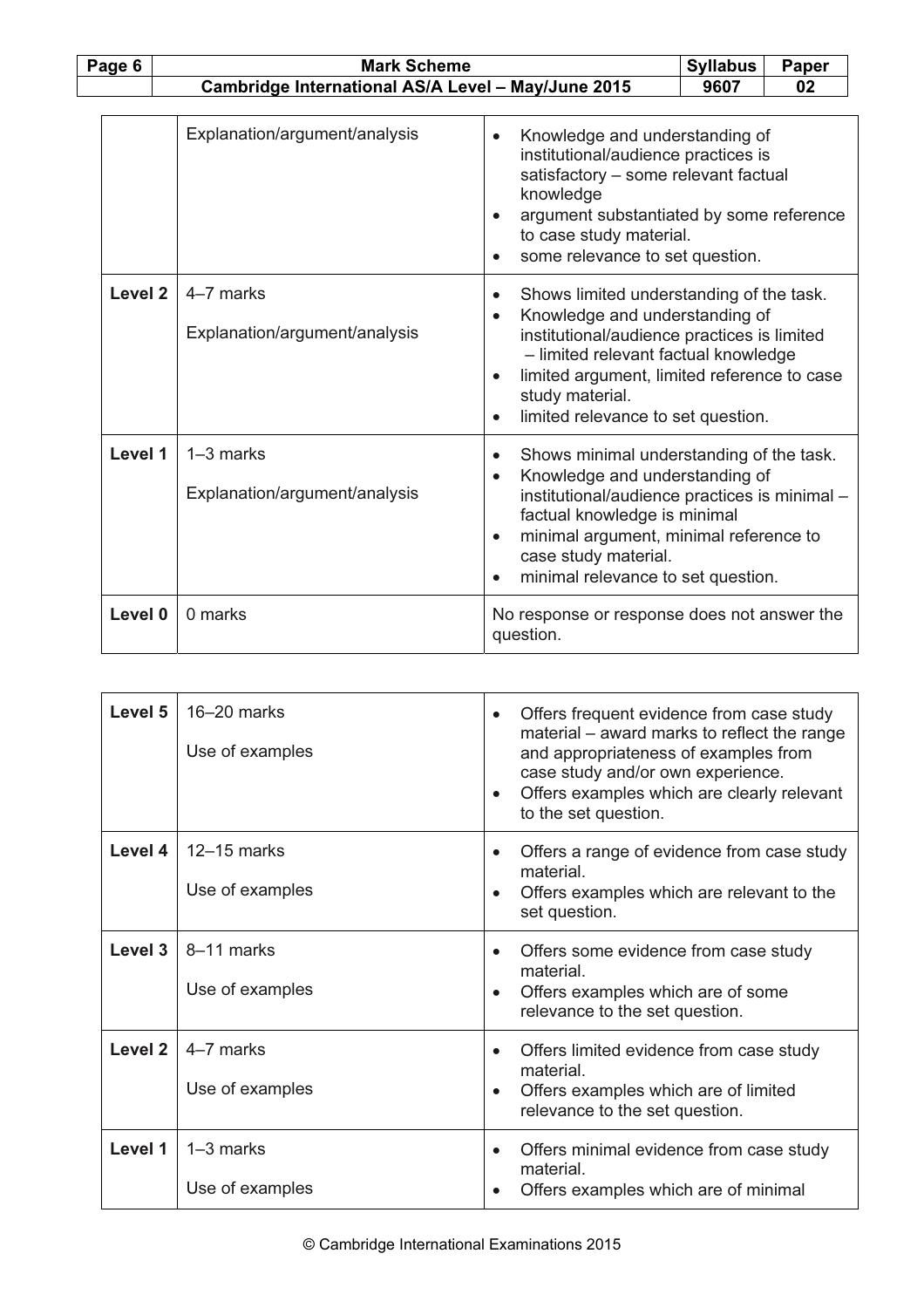| | | |
|---|---|---|
| | Explanation/argument/analysis | • Knowledge and understanding of institutional/audience practices is satisfactory – some relevant factual knowledge<br>• argument substantiated by some reference to case study material.<br>• some relevance to set question. |
| **Level 2** | 4–7 marks<br><br>Explanation/argument/analysis | • Shows limited understanding of the task.<br>• Knowledge and understanding of institutional/audience practices is limited – limited relevant factual knowledge<br>• limited argument, limited reference to case study material.<br>• limited relevance to set question. |
| **Level 1** | 1–3 marks<br><br>Explanation/argument/analysis | • Shows minimal understanding of the task.<br>• Knowledge and understanding of institutional/audience practices is minimal – factual knowledge is minimal<br>• minimal argument, minimal reference to case study material.<br>• minimal relevance to set question. |
| **Level 0** | 0 marks | No response or response does not answer the question. |

| | | |
|---|---|---|
| **Level 5** | 16–20 marks<br><br>Use of examples | • Offers frequent evidence from case study material – award marks to reflect the range and appropriateness of examples from case study and/or own experience.<br>• Offers examples which are clearly relevant to the set question. |
| **Level 4** | 12–15 marks<br><br>Use of examples | • Offers a range of evidence from case study material.<br>• Offers examples which are relevant to the set question. |
| **Level 3** | 8–11 marks<br><br>Use of examples | • Offers some evidence from case study material.<br>• Offers examples which are of some relevance to the set question. |
| **Level 2** | 4–7 marks<br><br>Use of examples | • Offers limited evidence from case study material.<br>• Offers examples which are of limited relevance to the set question. |
| **Level 1** | 1–3 marks<br><br>Use of examples | • Offers minimal evidence from case study material.<br>• Offers examples which are of minimal |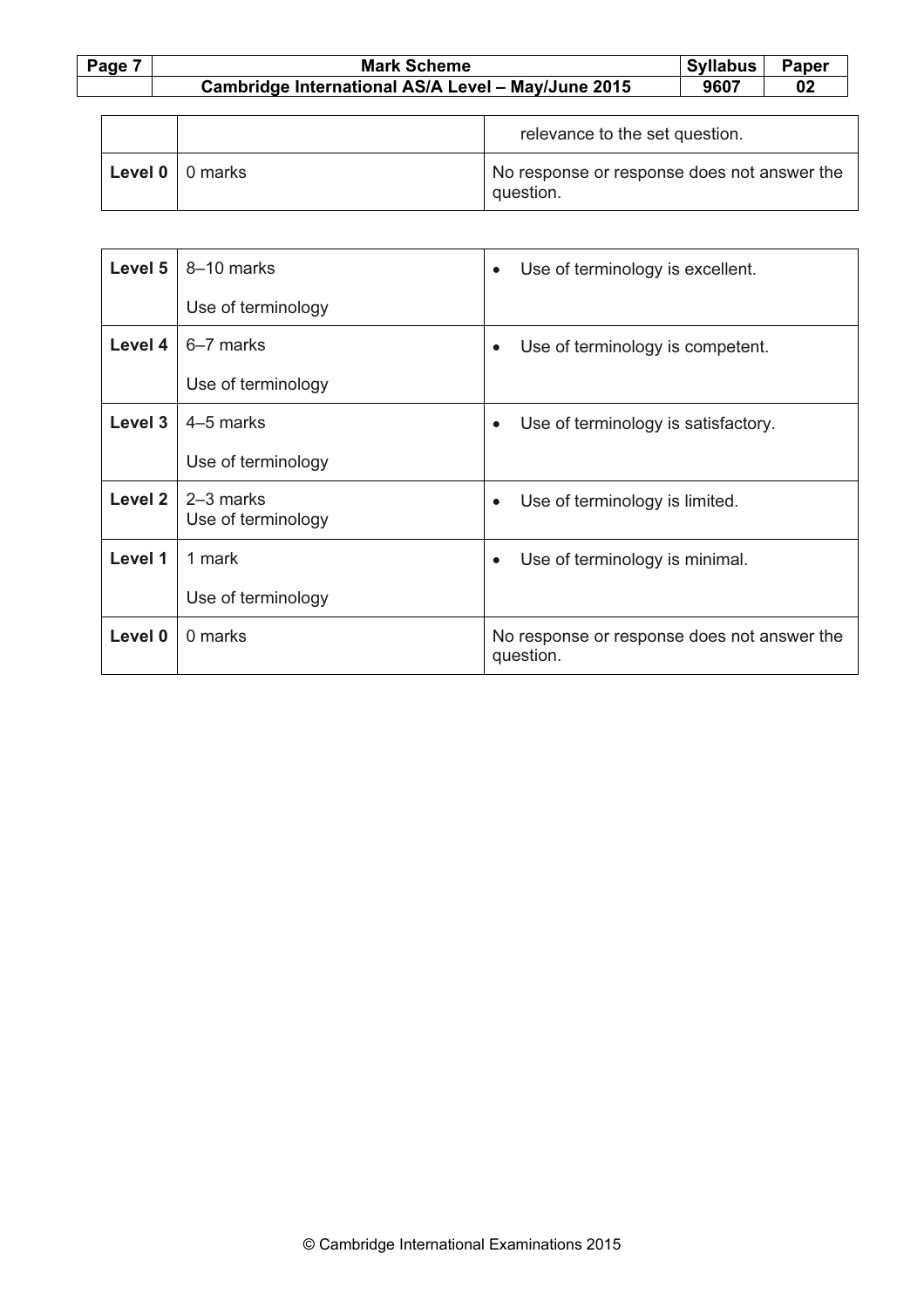| | | |
|---|---|---|
| | | relevance to the set question. |
| **Level 0** | 0 marks | No response or response does not answer the question. |

| | | |
|---|---|---|
| **Level 5** | 8–10 marks<br><br>Use of terminology | • Use of terminology is excellent. |
| **Level 4** | 6–7 marks<br><br>Use of terminology | • Use of terminology is competent. |
| **Level 3** | 4–5 marks<br><br>Use of terminology | • Use of terminology is satisfactory. |
| **Level 2** | 2–3 marks<br>Use of terminology | • Use of terminology is limited. |
| **Level 1** | 1 mark<br><br>Use of terminology | • Use of terminology is minimal. |
| **Level 0** | 0 marks | No response or response does not answer the question. |